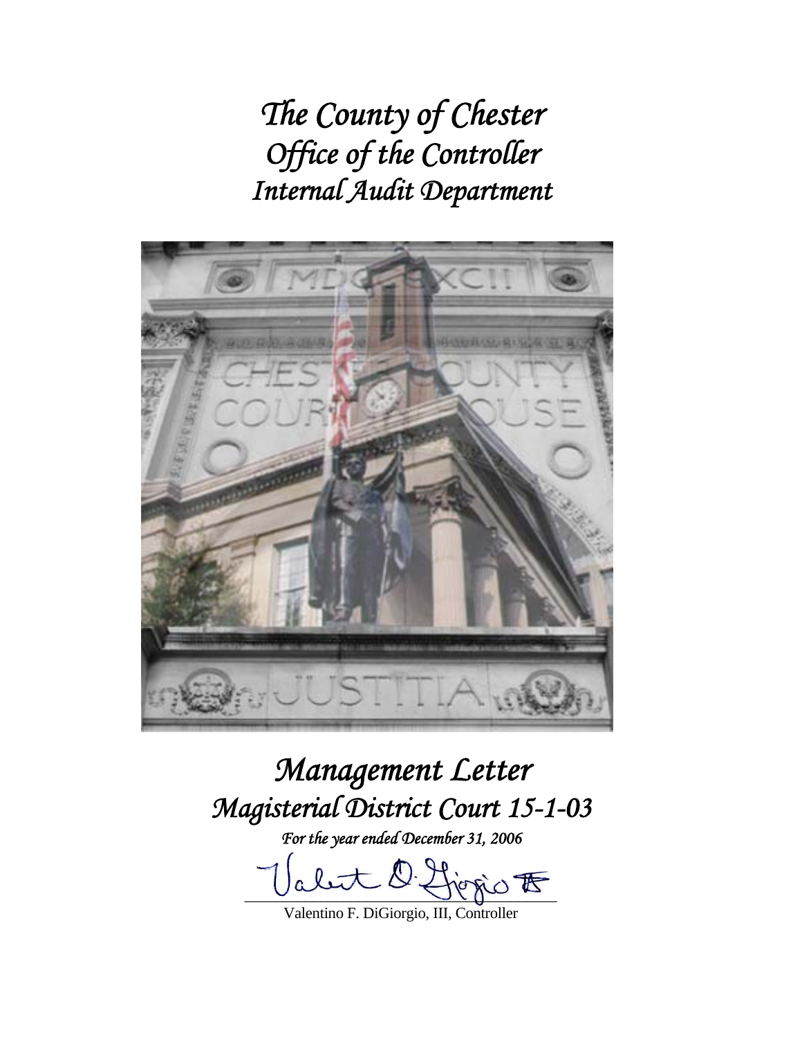# *The County of Chester*
# *Office of the Controller*
# *Internal Audit Department*

# *Management Letter*
# *Magisterial District Court 15-1-03*

*For the year ended December 31, 2006*

Valentino F. DiGiorgio, III, Controller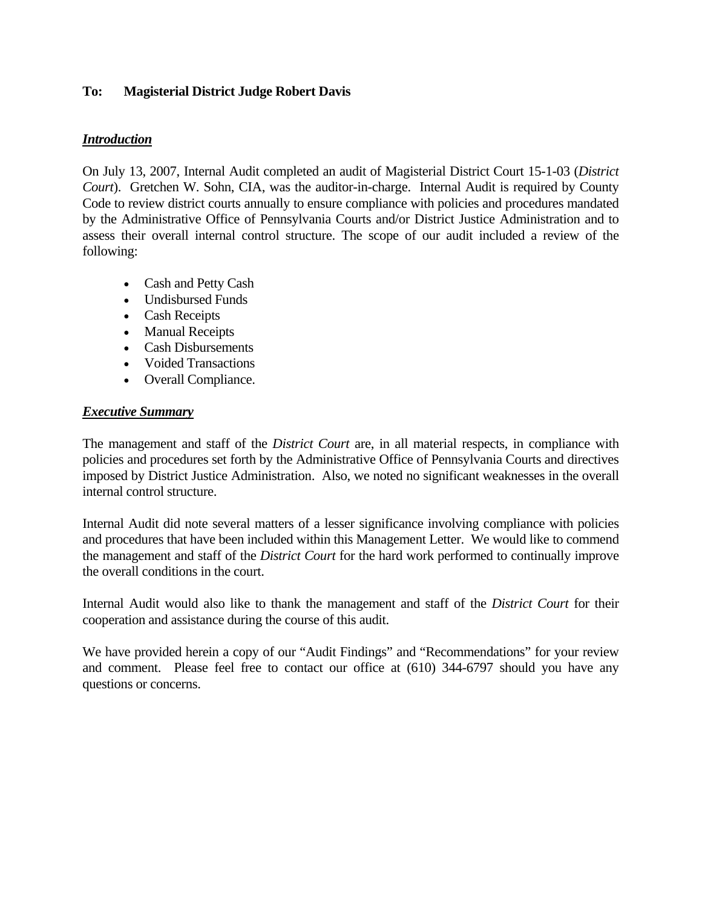**To: Magisterial District Judge Robert Davis**

***Introduction***

On July 13, 2007, Internal Audit completed an audit of Magisterial District Court 15-1-03 (*District Court*). Gretchen W. Sohn, CIA, was the auditor-in-charge. Internal Audit is required by County Code to review district courts annually to ensure compliance with policies and procedures mandated by the Administrative Office of Pennsylvania Courts and/or District Justice Administration and to assess their overall internal control structure. The scope of our audit included a review of the following:

- Cash and Petty Cash
- Undisbursed Funds
- Cash Receipts
- Manual Receipts
- Cash Disbursements
- Voided Transactions
- Overall Compliance.

***Executive Summary***

The management and staff of the *District Court* are, in all material respects, in compliance with policies and procedures set forth by the Administrative Office of Pennsylvania Courts and directives imposed by District Justice Administration. Also, we noted no significant weaknesses in the overall internal control structure.

Internal Audit did note several matters of a lesser significance involving compliance with policies and procedures that have been included within this Management Letter. We would like to commend the management and staff of the *District Court* for the hard work performed to continually improve the overall conditions in the court.

Internal Audit would also like to thank the management and staff of the *District Court* for their cooperation and assistance during the course of this audit.

We have provided herein a copy of our "Audit Findings" and "Recommendations" for your review and comment. Please feel free to contact our office at (610) 344-6797 should you have any questions or concerns.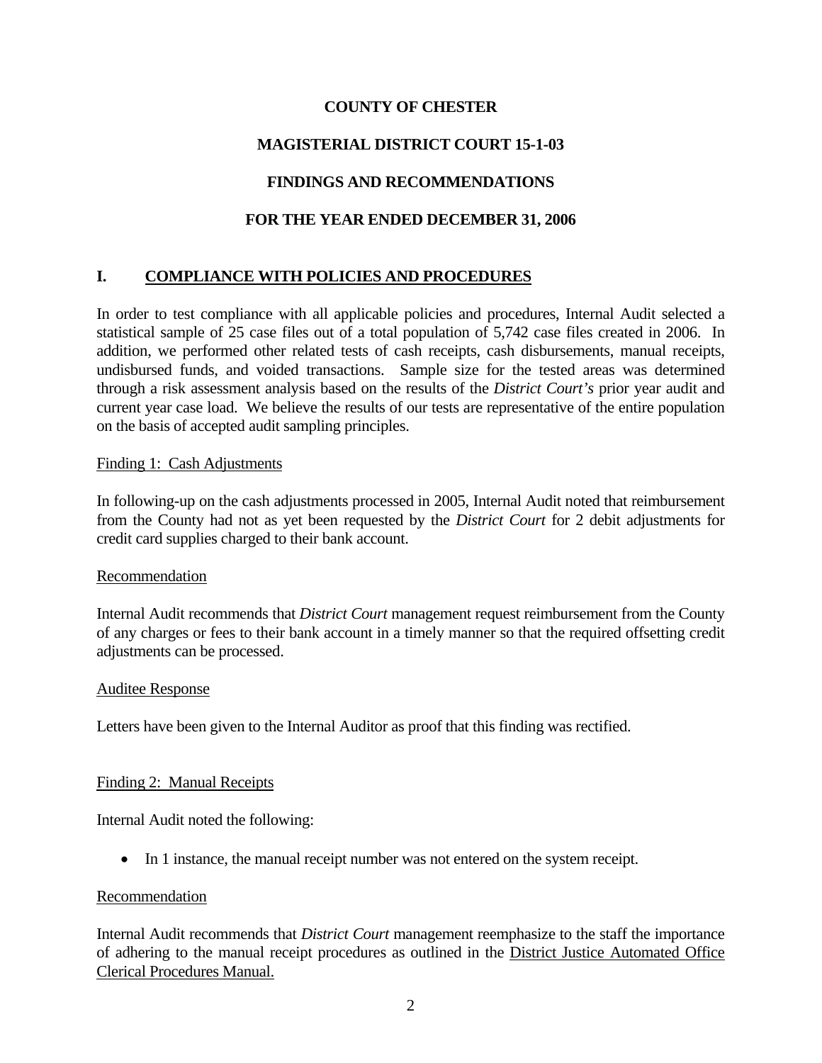**COUNTY OF CHESTER**

**MAGISTERIAL DISTRICT COURT 15-1-03**

**FINDINGS AND RECOMMENDATIONS**

**FOR THE YEAR ENDED DECEMBER 31, 2006**

## I. COMPLIANCE WITH POLICIES AND PROCEDURES

In order to test compliance with all applicable policies and procedures, Internal Audit selected a statistical sample of 25 case files out of a total population of 5,742 case files created in 2006. In addition, we performed other related tests of cash receipts, cash disbursements, manual receipts, undisbursed funds, and voided transactions. Sample size for the tested areas was determined through a risk assessment analysis based on the results of the *District Court's* prior year audit and current year case load. We believe the results of our tests are representative of the entire population on the basis of accepted audit sampling principles.

Finding 1: Cash Adjustments

In following-up on the cash adjustments processed in 2005, Internal Audit noted that reimbursement from the County had not as yet been requested by the *District Court* for 2 debit adjustments for credit card supplies charged to their bank account.

Recommendation

Internal Audit recommends that *District Court* management request reimbursement from the County of any charges or fees to their bank account in a timely manner so that the required offsetting credit adjustments can be processed.

Auditee Response

Letters have been given to the Internal Auditor as proof that this finding was rectified.

Finding 2: Manual Receipts

Internal Audit noted the following:

- In 1 instance, the manual receipt number was not entered on the system receipt.

Recommendation

Internal Audit recommends that *District Court* management reemphasize to the staff the importance of adhering to the manual receipt procedures as outlined in the District Justice Automated Office Clerical Procedures Manual.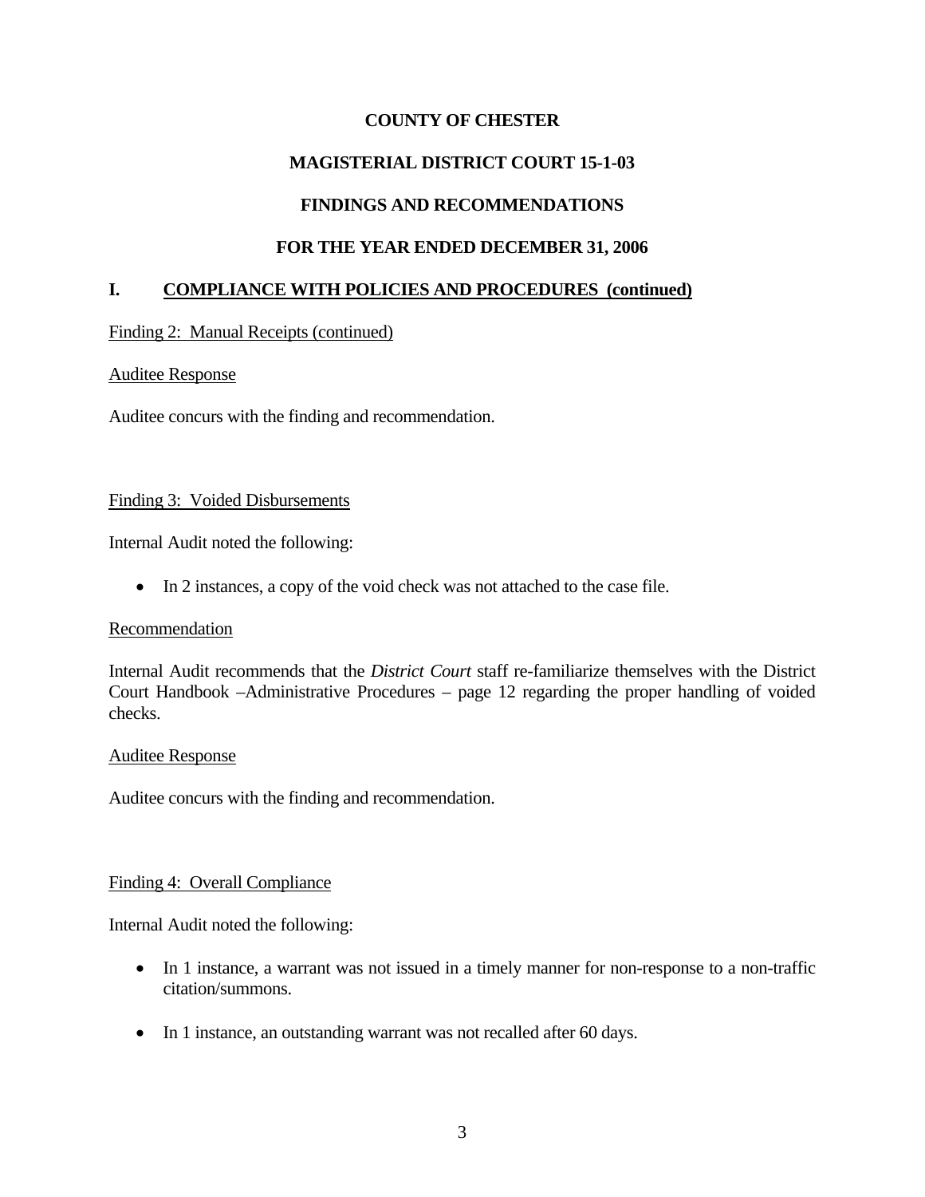**COUNTY OF CHESTER**

**MAGISTERIAL DISTRICT COURT 15-1-03**

**FINDINGS AND RECOMMENDATIONS**

**FOR THE YEAR ENDED DECEMBER 31, 2006**

## I. COMPLIANCE WITH POLICIES AND PROCEDURES (continued)

Finding 2: Manual Receipts (continued)

Auditee Response

Auditee concurs with the finding and recommendation.

Finding 3: Voided Disbursements

Internal Audit noted the following:

- In 2 instances, a copy of the void check was not attached to the case file.

Recommendation

Internal Audit recommends that the *District Court* staff re-familiarize themselves with the District Court Handbook –Administrative Procedures – page 12 regarding the proper handling of voided checks.

Auditee Response

Auditee concurs with the finding and recommendation.

Finding 4: Overall Compliance

Internal Audit noted the following:

- In 1 instance, a warrant was not issued in a timely manner for non-response to a non-traffic citation/summons.
- In 1 instance, an outstanding warrant was not recalled after 60 days.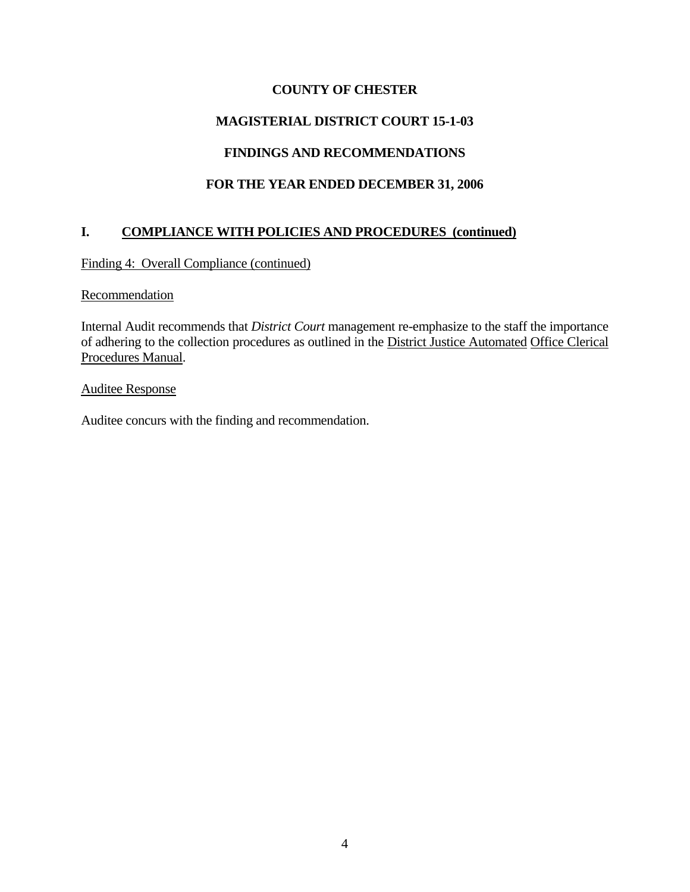**COUNTY OF CHESTER**

**MAGISTERIAL DISTRICT COURT 15-1-03**

**FINDINGS AND RECOMMENDATIONS**

**FOR THE YEAR ENDED DECEMBER 31, 2006**

## I. COMPLIANCE WITH POLICIES AND PROCEDURES (continued)

Finding 4: Overall Compliance (continued)

Recommendation

Internal Audit recommends that *District Court* management re-emphasize to the staff the importance of adhering to the collection procedures as outlined in the District Justice Automated Office Clerical Procedures Manual.

Auditee Response

Auditee concurs with the finding and recommendation.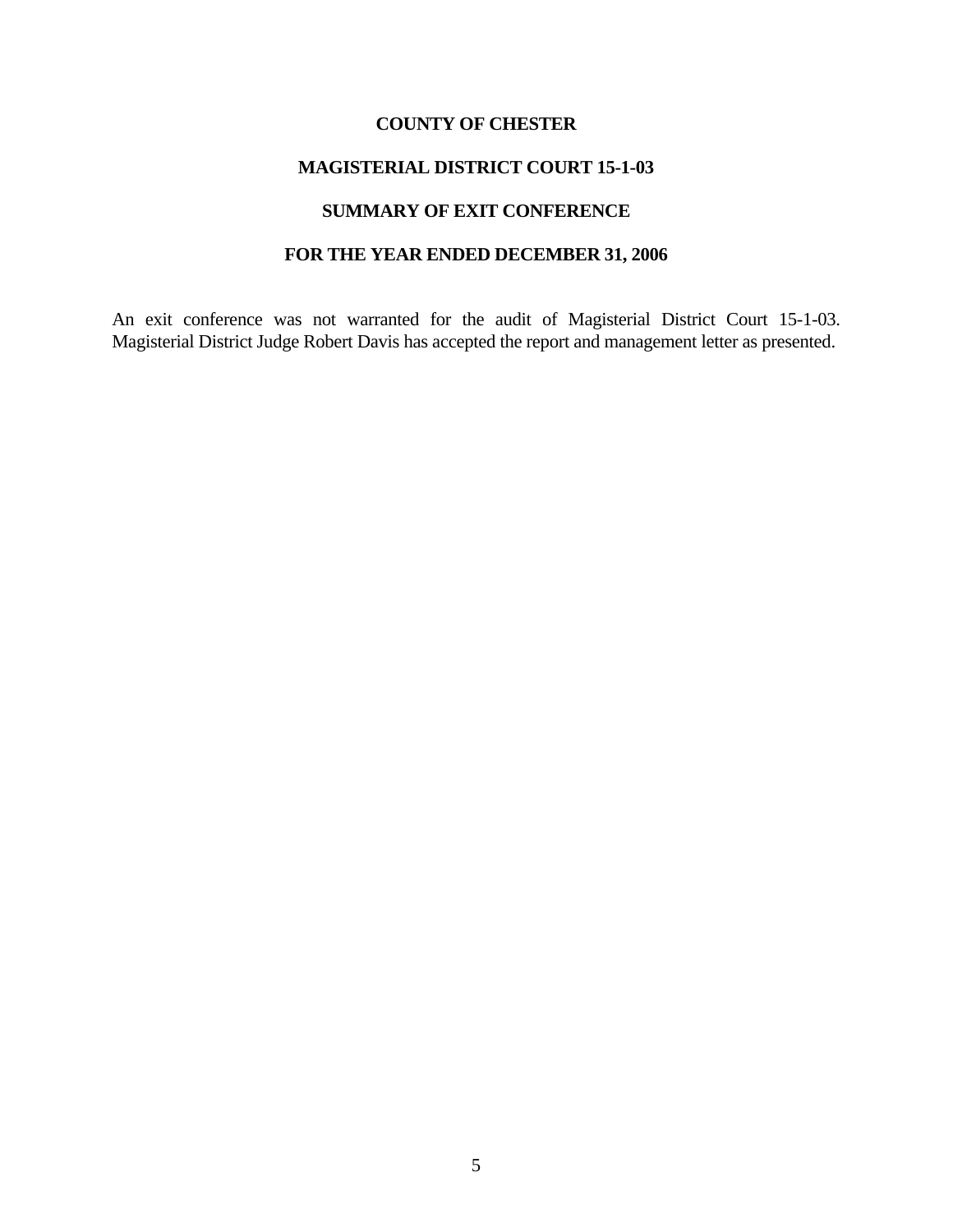**COUNTY OF CHESTER**

**MAGISTERIAL DISTRICT COURT 15-1-03**

**SUMMARY OF EXIT CONFERENCE**

**FOR THE YEAR ENDED DECEMBER 31, 2006**

An exit conference was not warranted for the audit of Magisterial District Court 15-1-03. Magisterial District Judge Robert Davis has accepted the report and management letter as presented.